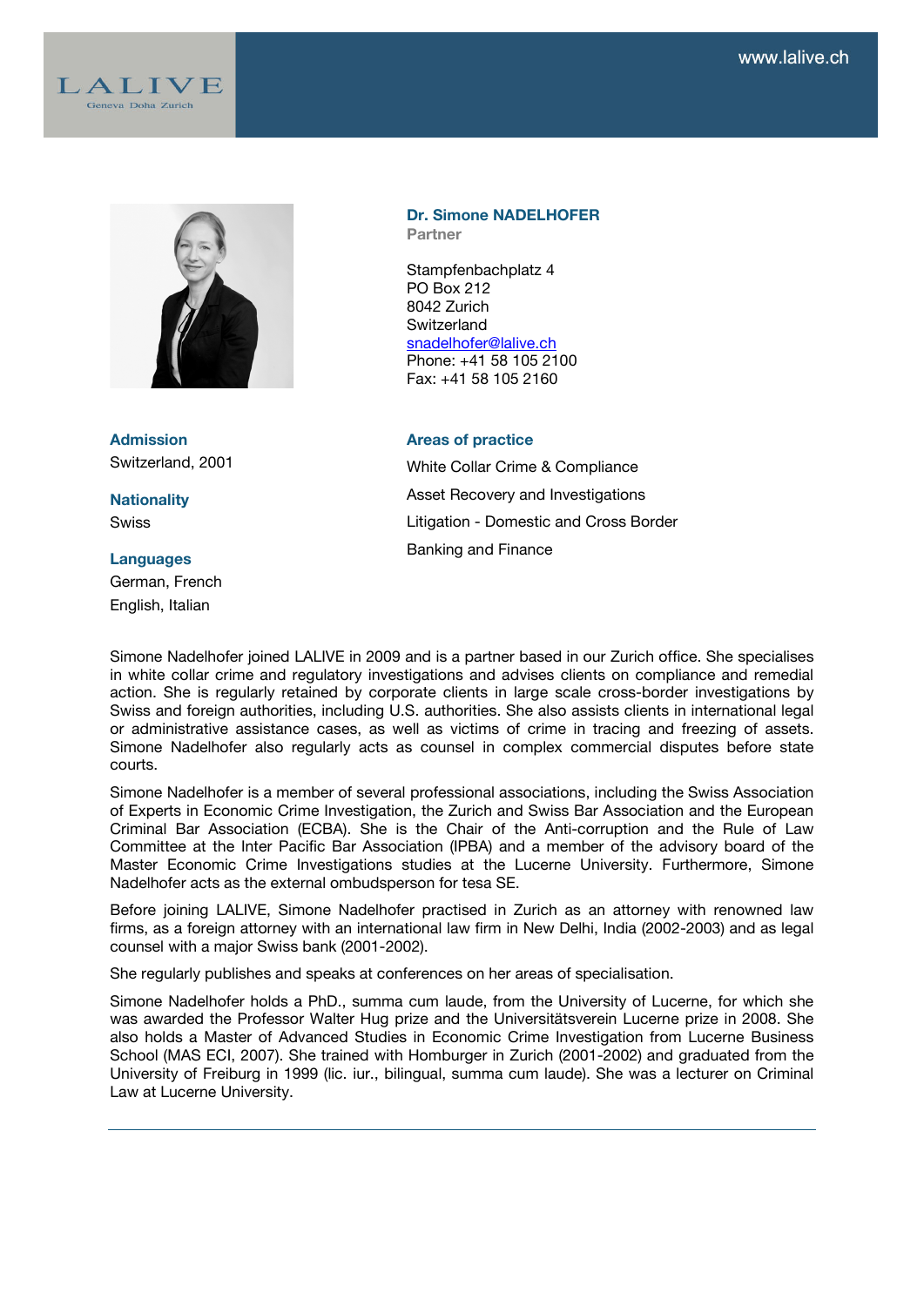LALIVE
Geneva Doha Zurich

www.lalive.ch

## Dr. Simone NADELHOFER

**Partner**

Stampfenbachplatz 4
PO Box 212
8042 Zurich
Switzerland
snadelhofer@lalive.ch
Phone: +41 58 105 2100
Fax: +41 58 105 2160

### Admission

Switzerland, 2001

### Nationality

Swiss

### Languages

German, French
English, Italian

### Areas of practice

White Collar Crime & Compliance

Asset Recovery and Investigations

Litigation - Domestic and Cross Border

Banking and Finance

Simone Nadelhofer joined LALIVE in 2009 and is a partner based in our Zurich office. She specialises in white collar crime and regulatory investigations and advises clients on compliance and remedial action. She is regularly retained by corporate clients in large scale cross-border investigations by Swiss and foreign authorities, including U.S. authorities. She also assists clients in international legal or administrative assistance cases, as well as victims of crime in tracing and freezing of assets. Simone Nadelhofer also regularly acts as counsel in complex commercial disputes before state courts.

Simone Nadelhofer is a member of several professional associations, including the Swiss Association of Experts in Economic Crime Investigation, the Zurich and Swiss Bar Association and the European Criminal Bar Association (ECBA). She is the Chair of the Anti-corruption and the Rule of Law Committee at the Inter Pacific Bar Association (IPBA) and a member of the advisory board of the Master Economic Crime Investigations studies at the Lucerne University. Furthermore, Simone Nadelhofer acts as the external ombudsperson for tesa SE.

Before joining LALIVE, Simone Nadelhofer practised in Zurich as an attorney with renowned law firms, as a foreign attorney with an international law firm in New Delhi, India (2002-2003) and as legal counsel with a major Swiss bank (2001-2002).

She regularly publishes and speaks at conferences on her areas of specialisation.

Simone Nadelhofer holds a PhD., summa cum laude, from the University of Lucerne, for which she was awarded the Professor Walter Hug prize and the Universitätsverein Lucerne prize in 2008. She also holds a Master of Advanced Studies in Economic Crime Investigation from Lucerne Business School (MAS ECI, 2007). She trained with Homburger in Zurich (2001-2002) and graduated from the University of Freiburg in 1999 (lic. iur., bilingual, summa cum laude). She was a lecturer on Criminal Law at Lucerne University.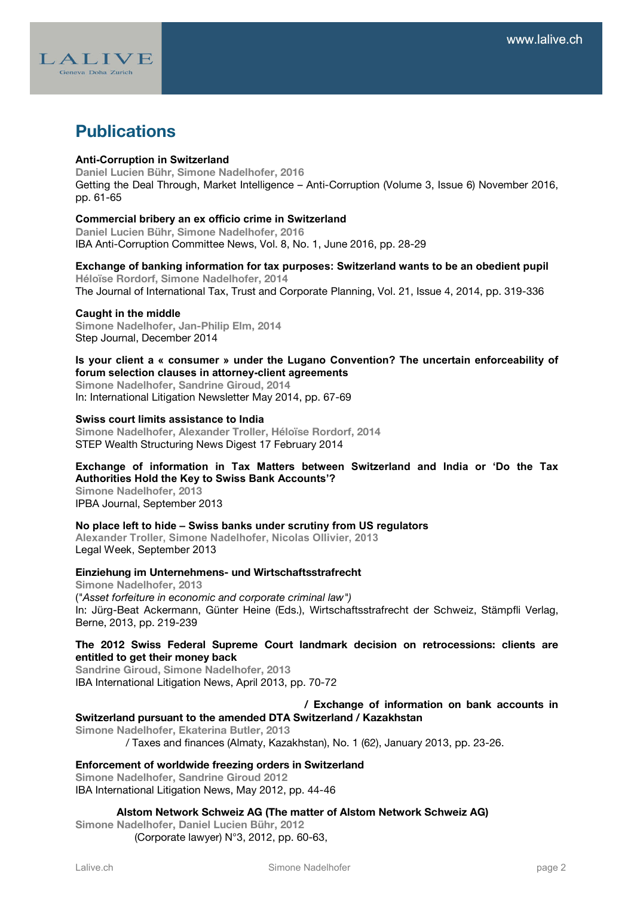## Publications

**Anti-Corruption in Switzerland**
**Daniel Lucien Bühr, Simone Nadelhofer, 2016**
Getting the Deal Through, Market Intelligence – Anti-Corruption (Volume 3, Issue 6) November 2016, pp. 61-65

**Commercial bribery an ex officio crime in Switzerland**
**Daniel Lucien Bühr, Simone Nadelhofer, 2016**
IBA Anti-Corruption Committee News, Vol. 8, No. 1, June 2016, pp. 28-29

**Exchange of banking information for tax purposes: Switzerland wants to be an obedient pupil**
**Héloïse Rordorf, Simone Nadelhofer, 2014**
The Journal of International Tax, Trust and Corporate Planning, Vol. 21, Issue 4, 2014, pp. 319-336

**Caught in the middle**
**Simone Nadelhofer, Jan-Philip Elm, 2014**
Step Journal, December 2014

**Is your client a « consumer » under the Lugano Convention? The uncertain enforceability of forum selection clauses in attorney-client agreements**
**Simone Nadelhofer, Sandrine Giroud, 2014**
In: International Litigation Newsletter May 2014, pp. 67-69

**Swiss court limits assistance to India**
**Simone Nadelhofer, Alexander Troller, Héloïse Rordorf, 2014**
STEP Wealth Structuring News Digest 17 February 2014

**Exchange of information in Tax Matters between Switzerland and India or 'Do the Tax Authorities Hold the Key to Swiss Bank Accounts'?**
**Simone Nadelhofer, 2013**
IPBA Journal, September 2013

**No place left to hide – Swiss banks under scrutiny from US regulators**
**Alexander Troller, Simone Nadelhofer, Nicolas Ollivier, 2013**
Legal Week, September 2013

**Einziehung im Unternehmens- und Wirtschaftsstrafrecht**
**Simone Nadelhofer, 2013**
*("Asset forfeiture in economic and corporate criminal law")*
In: Jürg-Beat Ackermann, Günter Heine (Eds.), Wirtschaftsstrafrecht der Schweiz, Stämpfli Verlag, Berne, 2013, pp. 219-239

**The 2012 Swiss Federal Supreme Court landmark decision on retrocessions: clients are entitled to get their money back**
**Sandrine Giroud, Simone Nadelhofer, 2013**
IBA International Litigation News, April 2013, pp. 70-72

**/ Exchange of information on bank accounts in Switzerland pursuant to the amended DTA Switzerland / Kazakhstan**
**Simone Nadelhofer, Ekaterina Butler, 2013**
/ Taxes and finances (Almaty, Kazakhstan), No. 1 (62), January 2013, pp. 23-26.

**Enforcement of worldwide freezing orders in Switzerland**
**Simone Nadelhofer, Sandrine Giroud 2012**
IBA International Litigation News, May 2012, pp. 44-46

**Alstom Network Schweiz AG (The matter of Alstom Network Schweiz AG)**
**Simone Nadelhofer, Daniel Lucien Bühr, 2012**
(Corporate lawyer) N°3, 2012, pp. 60-63,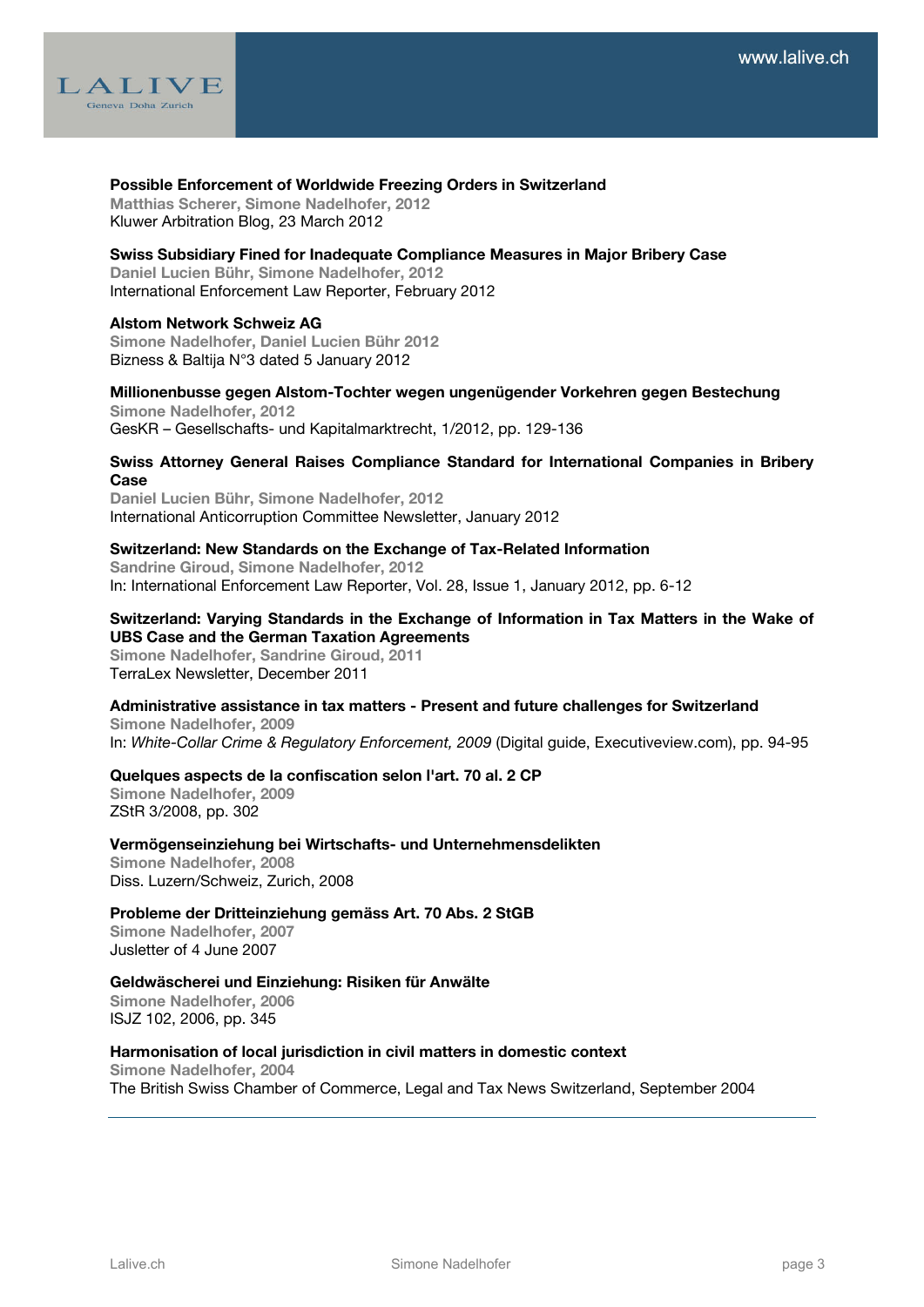**Possible Enforcement of Worldwide Freezing Orders in Switzerland**
**Matthias Scherer, Simone Nadelhofer, 2012**
Kluwer Arbitration Blog, 23 March 2012

**Swiss Subsidiary Fined for Inadequate Compliance Measures in Major Bribery Case**
**Daniel Lucien Bühr, Simone Nadelhofer, 2012**
International Enforcement Law Reporter, February 2012

**Alstom Network Schweiz AG**
**Simone Nadelhofer, Daniel Lucien Bühr 2012**
Bizness & Baltija N°3 dated 5 January 2012

**Millionenbusse gegen Alstom-Tochter wegen ungenügender Vorkehren gegen Bestechung**
**Simone Nadelhofer, 2012**
GesKR – Gesellschafts- und Kapitalmarktrecht, 1/2012, pp. 129-136

**Swiss Attorney General Raises Compliance Standard for International Companies in Bribery Case**
**Daniel Lucien Bühr, Simone Nadelhofer, 2012**
International Anticorruption Committee Newsletter, January 2012

**Switzerland: New Standards on the Exchange of Tax-Related Information**
**Sandrine Giroud, Simone Nadelhofer, 2012**
In: International Enforcement Law Reporter, Vol. 28, Issue 1, January 2012, pp. 6-12

**Switzerland: Varying Standards in the Exchange of Information in Tax Matters in the Wake of UBS Case and the German Taxation Agreements**
**Simone Nadelhofer, Sandrine Giroud, 2011**
TerraLex Newsletter, December 2011

**Administrative assistance in tax matters - Present and future challenges for Switzerland**
**Simone Nadelhofer, 2009**
In: *White-Collar Crime & Regulatory Enforcement, 2009* (Digital guide, Executiveview.com), pp. 94-95

**Quelques aspects de la confiscation selon l'art. 70 al. 2 CP**
**Simone Nadelhofer, 2009**
ZStR 3/2008, pp. 302

**Vermögenseinziehung bei Wirtschafts- und Unternehmensdelikten**
**Simone Nadelhofer, 2008**
Diss. Luzern/Schweiz, Zurich, 2008

**Probleme der Dritteinziehung gemäss Art. 70 Abs. 2 StGB**
**Simone Nadelhofer, 2007**
Jusletter of 4 June 2007

**Geldwäscherei und Einziehung: Risiken für Anwälte**
**Simone Nadelhofer, 2006**
ISJZ 102, 2006, pp. 345

**Harmonisation of local jurisdiction in civil matters in domestic context**
**Simone Nadelhofer, 2004**
The British Swiss Chamber of Commerce, Legal and Tax News Switzerland, September 2004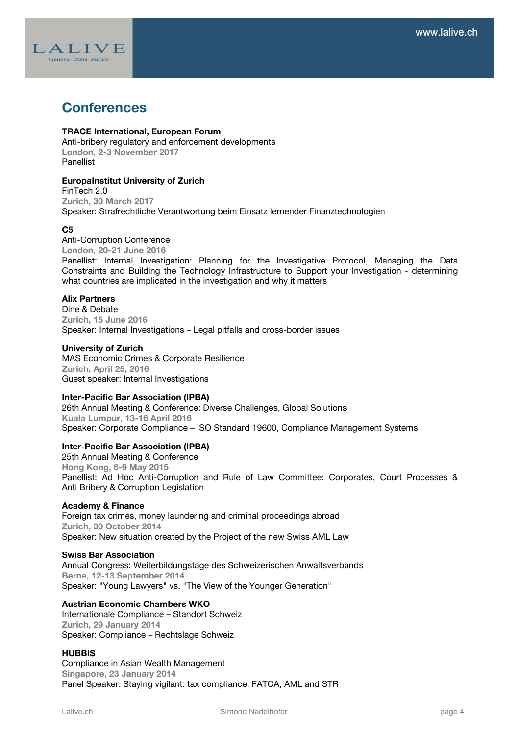## Conferences

**TRACE International, European Forum**
Anti-bribery regulatory and enforcement developments
**London, 2-3 November 2017**
Panellist

**EuropaInstitut University of Zurich**
FinTech 2.0
**Zurich, 30 March 2017**
Speaker: Strafrechtliche Verantwortung beim Einsatz lernender Finanztechnologien

**C5**
Anti-Corruption Conference
**London, 20-21 June 2016**
Panellist: Internal Investigation: Planning for the Investigative Protocol, Managing the Data Constraints and Building the Technology Infrastructure to Support your Investigation - determining what countries are implicated in the investigation and why it matters

**Alix Partners**
Dine & Debate
**Zurich, 15 June 2016**
Speaker: Internal Investigations – Legal pitfalls and cross-border issues

**University of Zurich**
MAS Economic Crimes & Corporate Resilience
**Zurich, April 25, 2016**
Guest speaker: Internal Investigations

**Inter-Pacific Bar Association (IPBA)**
26th Annual Meeting & Conference: Diverse Challenges, Global Solutions
**Kuala Lumpur, 13-16 April 2016**
Speaker: Corporate Compliance – ISO Standard 19600, Compliance Management Systems

**Inter-Pacific Bar Association (IPBA)**
25th Annual Meeting & Conference
**Hong Kong, 6-9 May 2015**
Panellist: Ad Hoc Anti-Corruption and Rule of Law Committee: Corporates, Court Processes & Anti Bribery & Corruption Legislation

**Academy & Finance**
Foreign tax crimes, money laundering and criminal proceedings abroad
**Zurich, 30 October 2014**
Speaker: New situation created by the Project of the new Swiss AML Law

**Swiss Bar Association**
Annual Congress: Weiterbildungstage des Schweizerischen Anwaltsverbands
**Berne, 12-13 September 2014**
Speaker: "Young Lawyers" vs. "The View of the Younger Generation"

**Austrian Economic Chambers WKO**
Internationale Compliance – Standort Schweiz
**Zurich, 29 January 2014**
Speaker: Compliance – Rechtslage Schweiz

**HUBBIS**
Compliance in Asian Wealth Management
**Singapore, 23 January 2014**
Panel Speaker: Staying vigilant: tax compliance, FATCA, AML and STR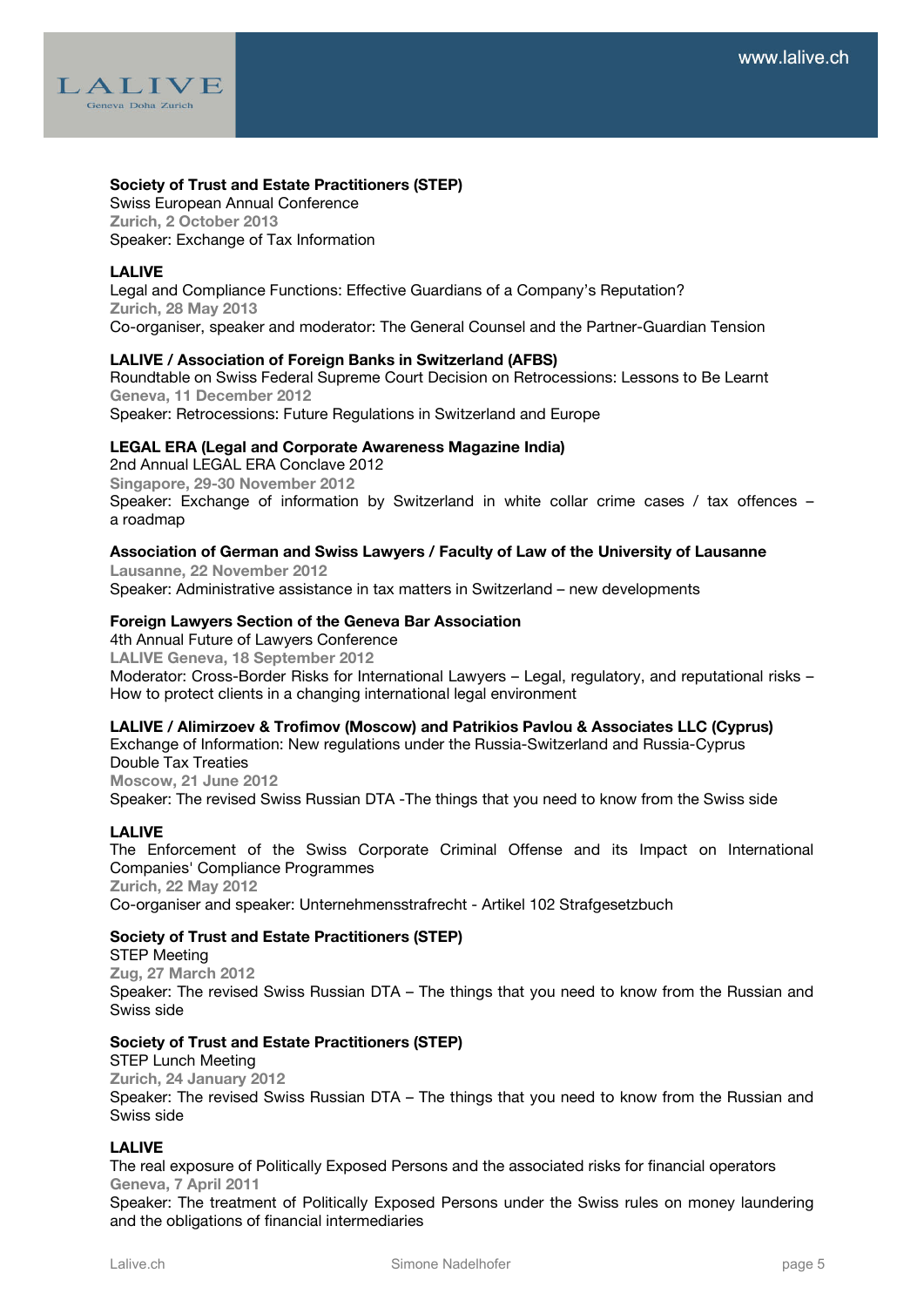**Society of Trust and Estate Practitioners (STEP)**
Swiss European Annual Conference
**Zurich, 2 October 2013**
Speaker: Exchange of Tax Information

**LALIVE**
Legal and Compliance Functions: Effective Guardians of a Company's Reputation?
**Zurich, 28 May 2013**
Co-organiser, speaker and moderator: The General Counsel and the Partner-Guardian Tension

**LALIVE / Association of Foreign Banks in Switzerland (AFBS)**
Roundtable on Swiss Federal Supreme Court Decision on Retrocessions: Lessons to Be Learnt
**Geneva, 11 December 2012**
Speaker: Retrocessions: Future Regulations in Switzerland and Europe

**LEGAL ERA (Legal and Corporate Awareness Magazine India)**
2nd Annual LEGAL ERA Conclave 2012
**Singapore, 29-30 November 2012**
Speaker: Exchange of information by Switzerland in white collar crime cases / tax offences – a roadmap

**Association of German and Swiss Lawyers / Faculty of Law of the University of Lausanne**
**Lausanne, 22 November 2012**
Speaker: Administrative assistance in tax matters in Switzerland – new developments

**Foreign Lawyers Section of the Geneva Bar Association**
4th Annual Future of Lawyers Conference
**LALIVE Geneva, 18 September 2012**
Moderator: Cross-Border Risks for International Lawyers – Legal, regulatory, and reputational risks – How to protect clients in a changing international legal environment

**LALIVE / Alimirzoev & Trofimov (Moscow) and Patrikios Pavlou & Associates LLC (Cyprus)**
Exchange of Information: New regulations under the Russia-Switzerland and Russia-Cyprus Double Tax Treaties
**Moscow, 21 June 2012**
Speaker: The revised Swiss Russian DTA -The things that you need to know from the Swiss side

**LALIVE**
The Enforcement of the Swiss Corporate Criminal Offense and its Impact on International Companies' Compliance Programmes
**Zurich, 22 May 2012**
Co-organiser and speaker: Unternehmensstrafrecht - Artikel 102 Strafgesetzbuch

**Society of Trust and Estate Practitioners (STEP)**
STEP Meeting
**Zug, 27 March 2012**
Speaker: The revised Swiss Russian DTA – The things that you need to know from the Russian and Swiss side

**Society of Trust and Estate Practitioners (STEP)**
STEP Lunch Meeting
**Zurich, 24 January 2012**
Speaker: The revised Swiss Russian DTA – The things that you need to know from the Russian and Swiss side

**LALIVE**
The real exposure of Politically Exposed Persons and the associated risks for financial operators
**Geneva, 7 April 2011**
Speaker: The treatment of Politically Exposed Persons under the Swiss rules on money laundering and the obligations of financial intermediaries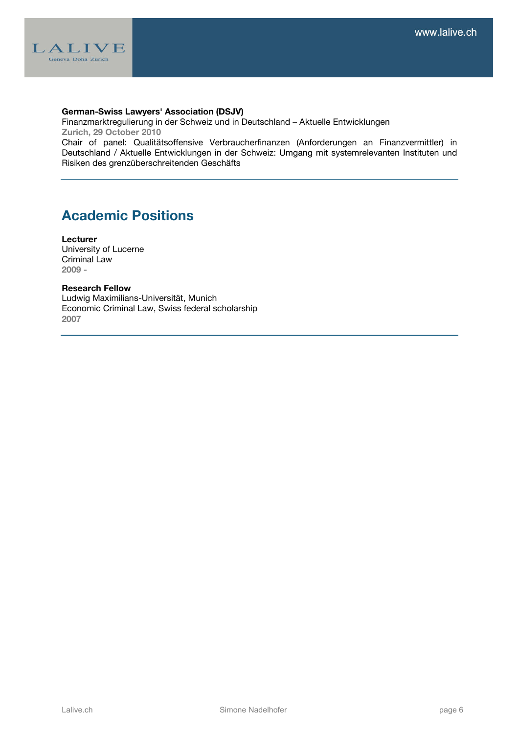**German-Swiss Lawyers' Association (DSJV)**
Finanzmarktregulierung in der Schweiz und in Deutschland – Aktuelle Entwicklungen
**Zurich, 29 October 2010**
Chair of panel: Qualitätsoffensive Verbraucherfinanzen (Anforderungen an Finanzvermittler) in Deutschland / Aktuelle Entwicklungen in der Schweiz: Umgang mit systemrelevanten Instituten und Risiken des grenzüberschreitenden Geschäfts

---

## Academic Positions

**Lecturer**
University of Lucerne
Criminal Law
**2009 -**

**Research Fellow**
Ludwig Maximilians-Universität, Munich
Economic Criminal Law, Swiss federal scholarship
**2007**

---